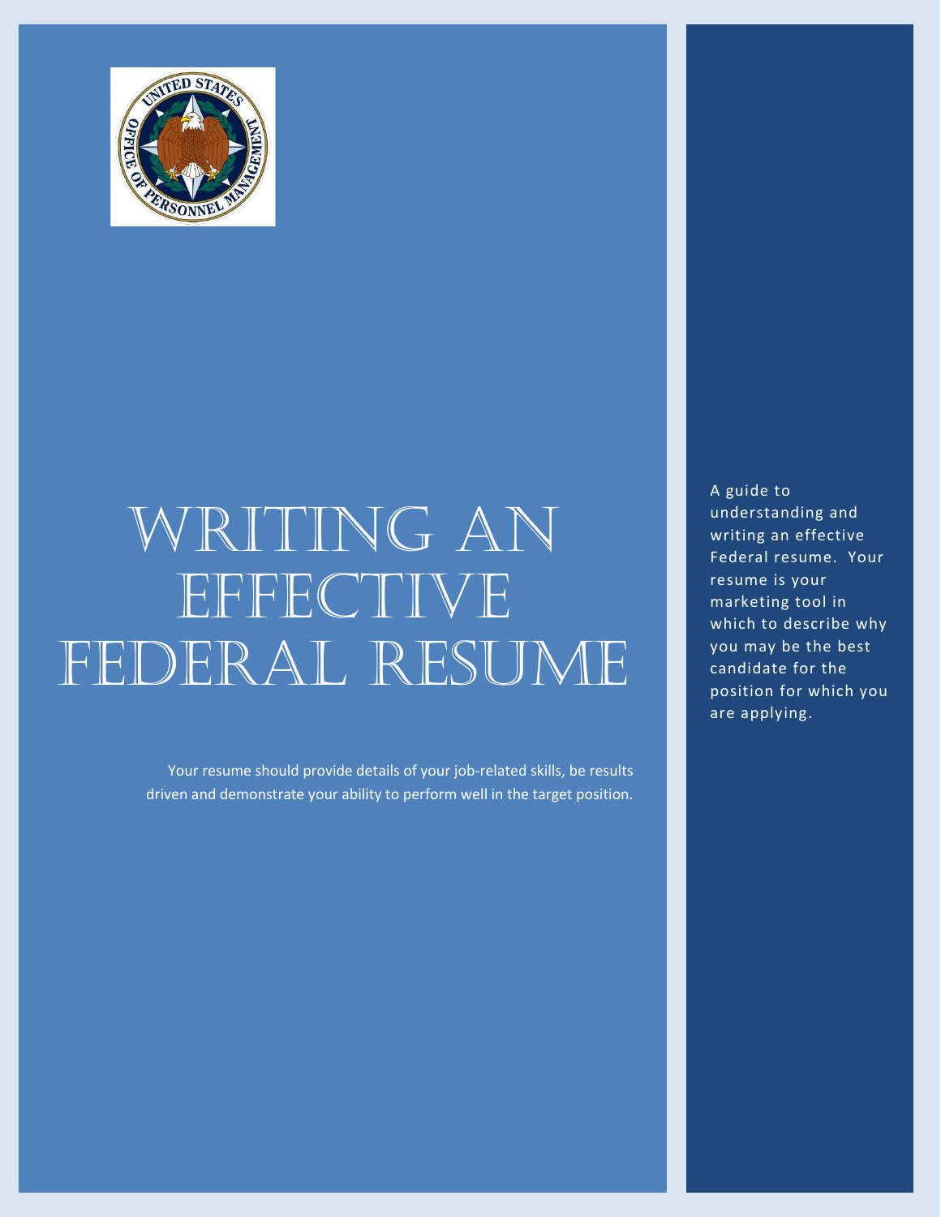# Writing an Effective Federal Resume

Your resume should provide details of your job-related skills, be results driven and demonstrate your ability to perform well in the target position.

A guide to understanding and writing an effective Federal resume. Your resume is your marketing tool in which to describe why you may be the best candidate for the position for which you are applying.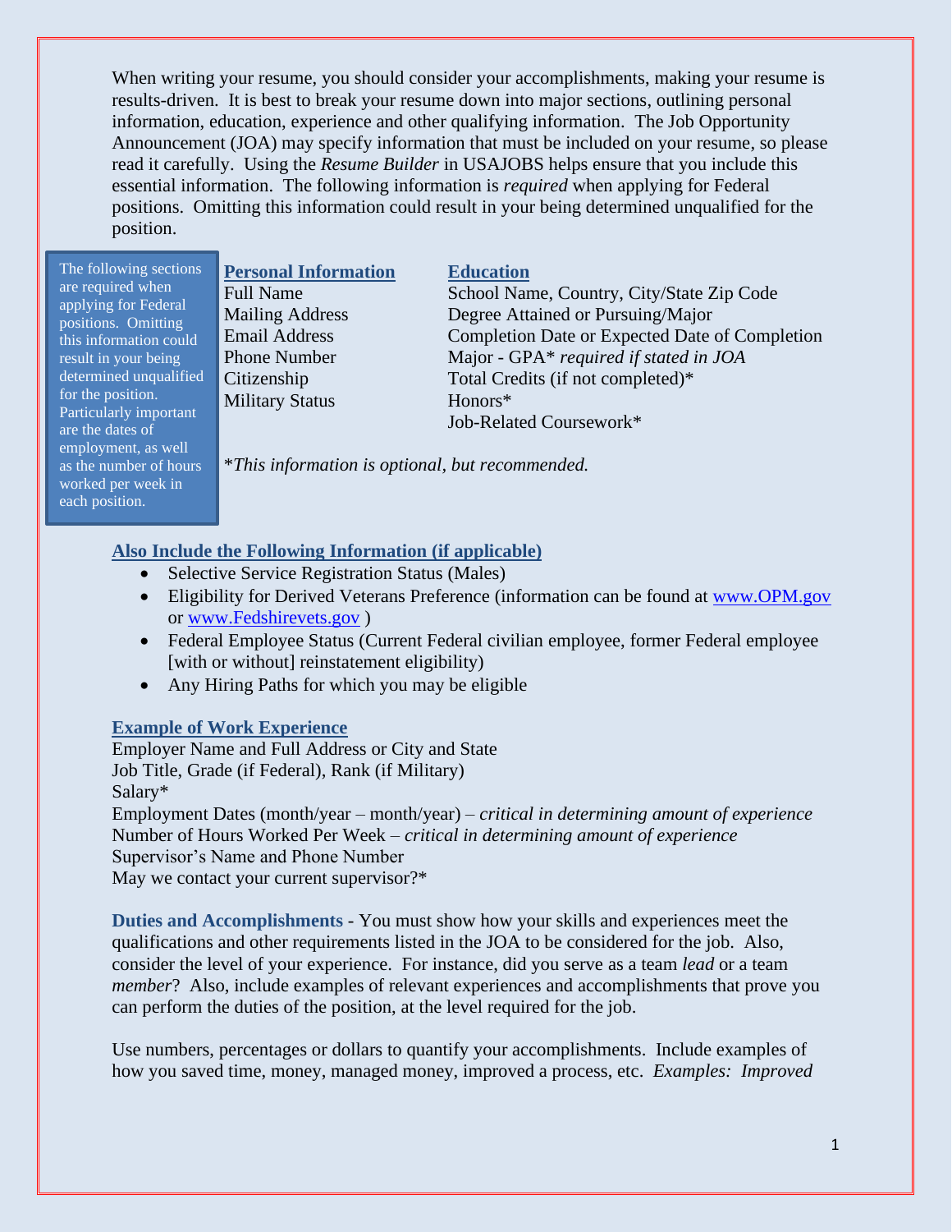When writing your resume, you should consider your accomplishments, making your resume is results-driven. It is best to break your resume down into major sections, outlining personal information, education, experience and other qualifying information. The Job Opportunity Announcement (JOA) may specify information that must be included on your resume, so please read it carefully. Using the *Resume Builder* in USAJOBS helps ensure that you include this essential information. The following information is *required* when applying for Federal positions. Omitting this information could result in your being determined unqualified for the position.

> The following sections are required when applying for Federal positions. Omitting this information could result in your being determined unqualified for the position. Particularly important are the dates of employment, as well as the number of hours worked per week in each position.

**Personal Information**

Full Name
Mailing Address
Email Address
Phone Number
Citizenship
Military Status

**Education**

School Name, Country, City/State Zip Code
Degree Attained or Pursuing/Major
Completion Date or Expected Date of Completion
Major - GPA* *required if stated in JOA*
Total Credits (if not completed)*
Honors*
Job-Related Coursework*

**This information is optional, but recommended.*

**Also Include the Following Information (if applicable)**

- Selective Service Registration Status (Males)
- Eligibility for Derived Veterans Preference (information can be found at www.OPM.gov or www.Fedshirevets.gov )
- Federal Employee Status (Current Federal civilian employee, former Federal employee [with or without] reinstatement eligibility)
- Any Hiring Paths for which you may be eligible

**Example of Work Experience**

Employer Name and Full Address or City and State
Job Title, Grade (if Federal), Rank (if Military)
Salary*
Employment Dates (month/year – month/year) – *critical in determining amount of experience*
Number of Hours Worked Per Week – *critical in determining amount of experience*
Supervisor's Name and Phone Number
May we contact your current supervisor?*

**Duties and Accomplishments** - You must show how your skills and experiences meet the qualifications and other requirements listed in the JOA to be considered for the job. Also, consider the level of your experience. For instance, did you serve as a team *lead* or a team *member*? Also, include examples of relevant experiences and accomplishments that prove you can perform the duties of the position, at the level required for the job.

Use numbers, percentages or dollars to quantify your accomplishments. Include examples of how you saved time, money, managed money, improved a process, etc. *Examples: Improved*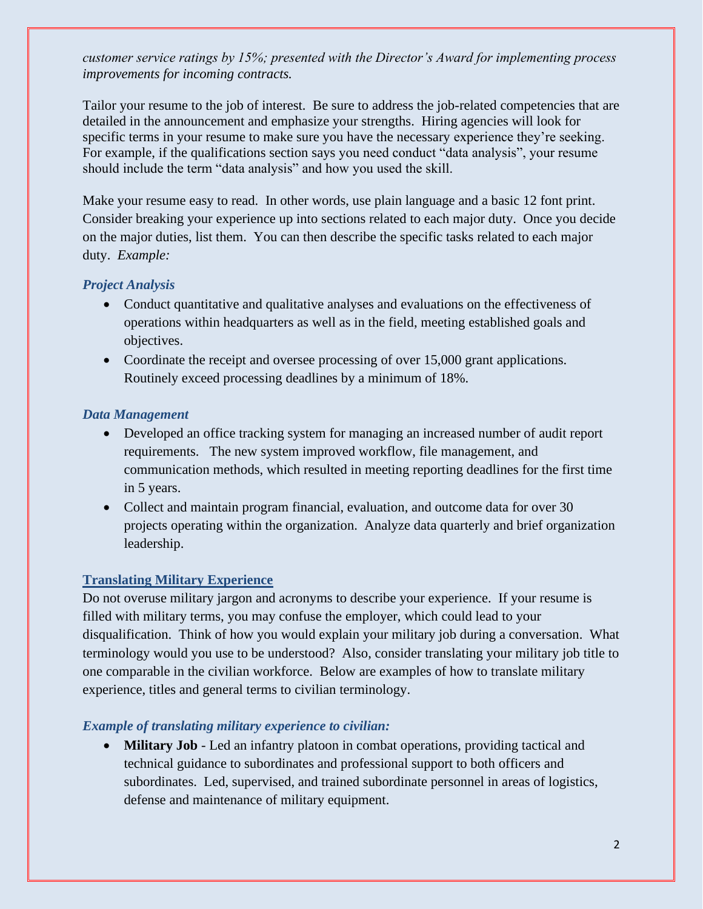*customer service ratings by 15%; presented with the Director's Award for implementing process improvements for incoming contracts.*

Tailor your resume to the job of interest. Be sure to address the job-related competencies that are detailed in the announcement and emphasize your strengths. Hiring agencies will look for specific terms in your resume to make sure you have the necessary experience they're seeking. For example, if the qualifications section says you need conduct "data analysis", your resume should include the term "data analysis" and how you used the skill.

Make your resume easy to read. In other words, use plain language and a basic 12 font print. Consider breaking your experience up into sections related to each major duty. Once you decide on the major duties, list them. You can then describe the specific tasks related to each major duty. *Example:*

### *Project Analysis*

- Conduct quantitative and qualitative analyses and evaluations on the effectiveness of operations within headquarters as well as in the field, meeting established goals and objectives.
- Coordinate the receipt and oversee processing of over 15,000 grant applications. Routinely exceed processing deadlines by a minimum of 18%.

### *Data Management*

- Developed an office tracking system for managing an increased number of audit report requirements. The new system improved workflow, file management, and communication methods, which resulted in meeting reporting deadlines for the first time in 5 years.
- Collect and maintain program financial, evaluation, and outcome data for over 30 projects operating within the organization. Analyze data quarterly and brief organization leadership.

## Translating Military Experience

Do not overuse military jargon and acronyms to describe your experience. If your resume is filled with military terms, you may confuse the employer, which could lead to your disqualification. Think of how you would explain your military job during a conversation. What terminology would you use to be understood? Also, consider translating your military job title to one comparable in the civilian workforce. Below are examples of how to translate military experience, titles and general terms to civilian terminology.

### *Example of translating military experience to civilian:*

- **Military Job** - Led an infantry platoon in combat operations, providing tactical and technical guidance to subordinates and professional support to both officers and subordinates. Led, supervised, and trained subordinate personnel in areas of logistics, defense and maintenance of military equipment.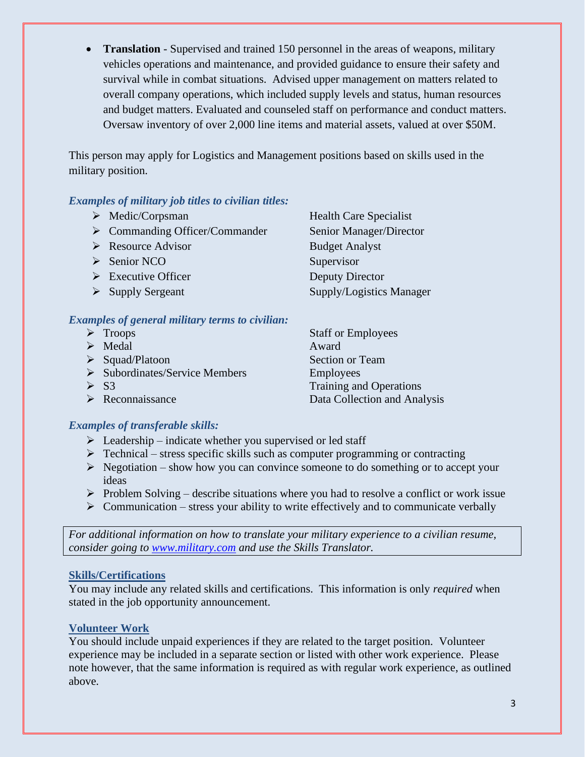- **Translation** - Supervised and trained 150 personnel in the areas of weapons, military vehicles operations and maintenance, and provided guidance to ensure their safety and survival while in combat situations. Advised upper management on matters related to overall company operations, which included supply levels and status, human resources and budget matters. Evaluated and counseled staff on performance and conduct matters. Oversaw inventory of over 2,000 line items and material assets, valued at over $50M.

This person may apply for Logistics and Management positions based on skills used in the military position.

***Examples of military job titles to civilian titles:***

| Military | Civilian |
|---|---|
| ➢ Medic/Corpsman | Health Care Specialist |
| ➢ Commanding Officer/Commander | Senior Manager/Director |
| ➢ Resource Advisor | Budget Analyst |
| ➢ Senior NCO | Supervisor |
| ➢ Executive Officer | Deputy Director |
| ➢ Supply Sergeant | Supply/Logistics Manager |

***Examples of general military terms to civilian:***

| Military | Civilian |
|---|---|
| ➢ Troops | Staff or Employees |
| ➢ Medal | Award |
| ➢ Squad/Platoon | Section or Team |
| ➢ Subordinates/Service Members | Employees |
| ➢ S3 | Training and Operations |
| ➢ Reconnaissance | Data Collection and Analysis |

***Examples of transferable skills:***

- Leadership – indicate whether you supervised or led staff
- Technical – stress specific skills such as computer programming or contracting
- Negotiation – show how you can convince someone to do something or to accept your ideas
- Problem Solving – describe situations where you had to resolve a conflict or work issue
- Communication – stress your ability to write effectively and to communicate verbally

*For additional information on how to translate your military experience to a civilian resume, consider going to [www.military.com](http://www.military.com) and use the Skills Translator.*

## Skills/Certifications

You may include any related skills and certifications. This information is only *required* when stated in the job opportunity announcement.

## Volunteer Work

You should include unpaid experiences if they are related to the target position. Volunteer experience may be included in a separate section or listed with other work experience. Please note however, that the same information is required as with regular work experience, as outlined above.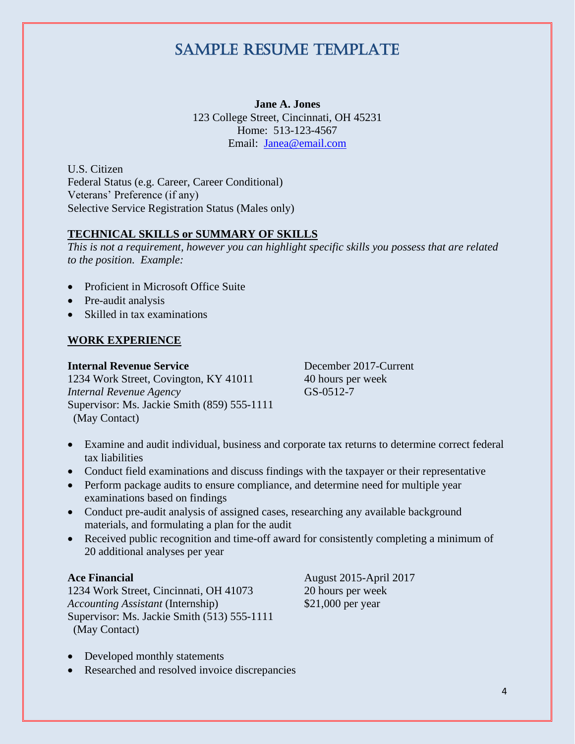# SAMPLE RESUME TEMPLATE

**Jane A. Jones**
123 College Street, Cincinnati, OH 45231
Home: 513-123-4567
Email: Janea@email.com

U.S. Citizen
Federal Status (e.g. Career, Career Conditional)
Veterans' Preference (if any)
Selective Service Registration Status (Males only)

## TECHNICAL SKILLS or SUMMARY OF SKILLS

*This is not a requirement, however you can highlight specific skills you possess that are related to the position. Example:*

- Proficient in Microsoft Office Suite
- Pre-audit analysis
- Skilled in tax examinations

## WORK EXPERIENCE

**Internal Revenue Service**
1234 Work Street, Covington, KY 41011
*Internal Revenue Agency*
Supervisor: Ms. Jackie Smith (859) 555-1111
(May Contact)

December 2017-Current
40 hours per week
GS-0512-7

- Examine and audit individual, business and corporate tax returns to determine correct federal tax liabilities
- Conduct field examinations and discuss findings with the taxpayer or their representative
- Perform package audits to ensure compliance, and determine need for multiple year examinations based on findings
- Conduct pre-audit analysis of assigned cases, researching any available background materials, and formulating a plan for the audit
- Received public recognition and time-off award for consistently completing a minimum of 20 additional analyses per year

**Ace Financial**
1234 Work Street, Cincinnati, OH 41073
*Accounting Assistant* (Internship)
Supervisor: Ms. Jackie Smith (513) 555-1111
(May Contact)

August 2015-April 2017
20 hours per week
$21,000 per year

- Developed monthly statements
- Researched and resolved invoice discrepancies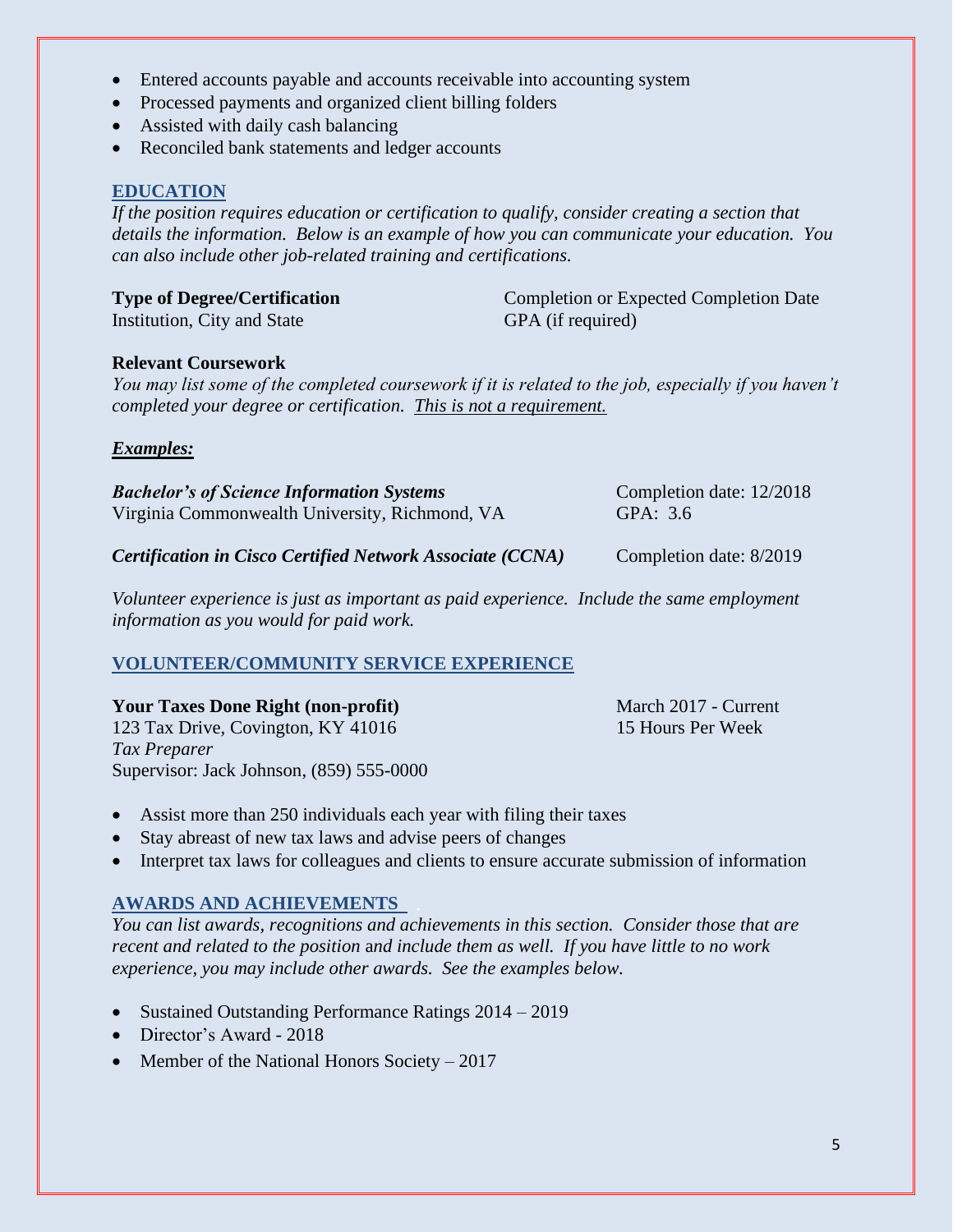- Entered accounts payable and accounts receivable into accounting system
- Processed payments and organized client billing folders
- Assisted with daily cash balancing
- Reconciled bank statements and ledger accounts

## EDUCATION

*If the position requires education or certification to qualify, consider creating a section that details the information. Below is an example of how you can communicate your education. You can also include other job-related training and certifications.*

**Type of Degree/Certification** Completion or Expected Completion Date
Institution, City and State GPA (if required)

**Relevant Coursework**

*You may list some of the completed coursework if it is related to the job, especially if you haven't completed your degree or certification. This is not a requirement.*

***Examples:***

***Bachelor's of Science Information Systems*** Completion date: 12/2018
Virginia Commonwealth University, Richmond, VA GPA: 3.6

***Certification in Cisco Certified Network Associate (CCNA)*** Completion date: 8/2019

*Volunteer experience is just as important as paid experience. Include the same employment information as you would for paid work.*

## VOLUNTEER/COMMUNITY SERVICE EXPERIENCE

**Your Taxes Done Right (non-profit)** March 2017 - Current
123 Tax Drive, Covington, KY 41016 15 Hours Per Week
*Tax Preparer*
Supervisor: Jack Johnson, (859) 555-0000

- Assist more than 250 individuals each year with filing their taxes
- Stay abreast of new tax laws and advise peers of changes
- Interpret tax laws for colleagues and clients to ensure accurate submission of information

## AWARDS AND ACHIEVEMENTS

*You can list awards, recognitions and achievements in this section. Consider those that are recent and related to the position and include them as well. If you have little to no work experience, you may include other awards. See the examples below.*

- Sustained Outstanding Performance Ratings 2014 – 2019
- Director's Award - 2018
- Member of the National Honors Society – 2017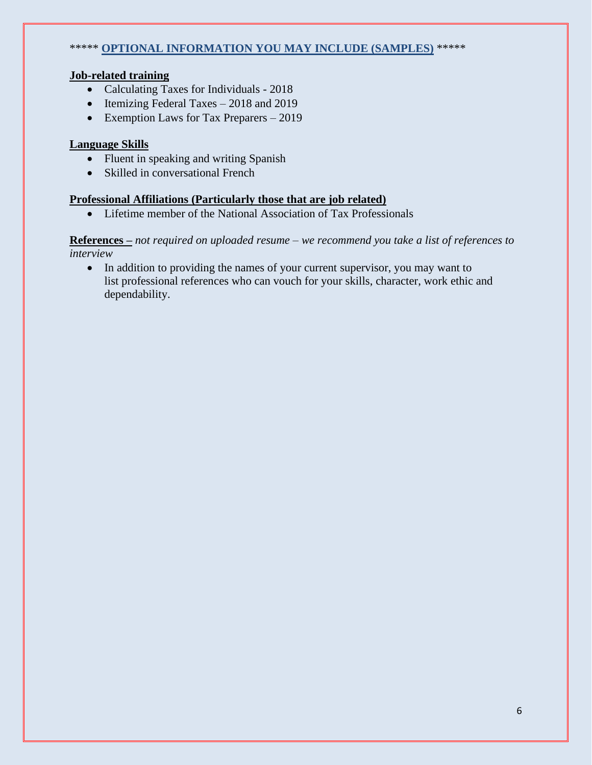\*\*\*\*\* **OPTIONAL INFORMATION YOU MAY INCLUDE (SAMPLES)** \*\*\*\*\*

**Job-related training**

- Calculating Taxes for Individuals - 2018
- Itemizing Federal Taxes – 2018 and 2019
- Exemption Laws for Tax Preparers – 2019

**Language Skills**

- Fluent in speaking and writing Spanish
- Skilled in conversational French

**Professional Affiliations (Particularly those that are job related)**

- Lifetime member of the National Association of Tax Professionals

**References –** *not required on uploaded resume – we recommend you take a list of references to interview*

- In addition to providing the names of your current supervisor, you may want to list professional references who can vouch for your skills, character, work ethic and dependability.